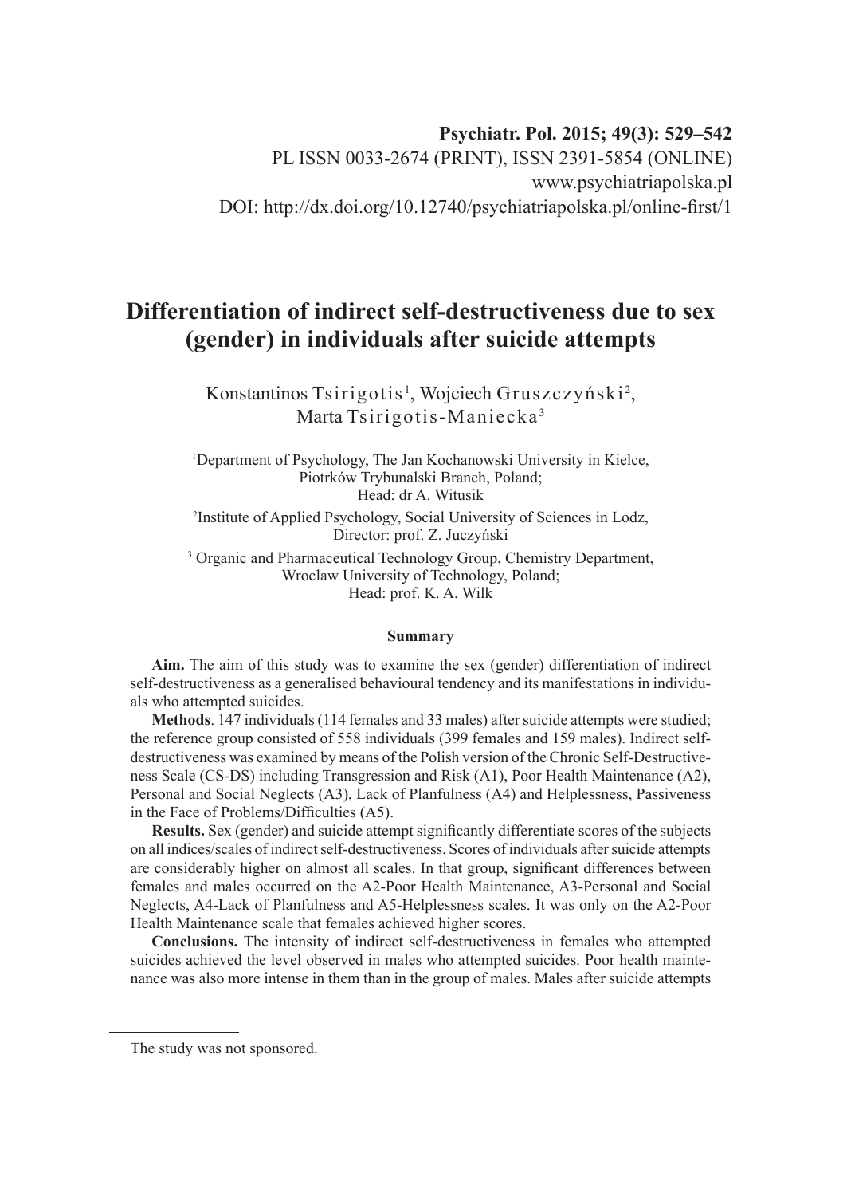**Psychiatr. Pol. 2015; 49(3): 529–542**

PL ISSN 0033-2674 (PRINT), ISSN 2391-5854 (ONLINE)

www.psychiatriapolska.pl

DOI: http://dx.doi.org/10.12740/psychiatriapolska.pl/online-first/1

# Differentiation of indirect self-destructiveness due to sex (gender) in individuals after suicide attempts

Konstantinos Tsirigotis[1], Wojciech Gruszczyński[2], Marta Tsirigotis-Maniecka[3]

[1]Department of Psychology, The Jan Kochanowski University in Kielce, Piotrków Trybunalski Branch, Poland; Head: dr A. Witusik

[2]Institute of Applied Psychology, Social University of Sciences in Lodz, Director: prof. Z. Juczyński

[3] Organic and Pharmaceutical Technology Group, Chemistry Department, Wroclaw University of Technology, Poland; Head: prof. K. A. Wilk

### Summary

**Aim.** The aim of this study was to examine the sex (gender) differentiation of indirect self-destructiveness as a generalised behavioural tendency and its manifestations in individuals who attempted suicides.

**Methods**. 147 individuals (114 females and 33 males) after suicide attempts were studied; the reference group consisted of 558 individuals (399 females and 159 males). Indirect self-destructiveness was examined by means of the Polish version of the Chronic Self-Destructiveness Scale (CS-DS) including Transgression and Risk (A1), Poor Health Maintenance (A2), Personal and Social Neglects (A3), Lack of Planfulness (A4) and Helplessness, Passiveness in the Face of Problems/Difficulties (A5).

**Results.** Sex (gender) and suicide attempt significantly differentiate scores of the subjects on all indices/scales of indirect self-destructiveness. Scores of individuals after suicide attempts are considerably higher on almost all scales. In that group, significant differences between females and males occurred on the A2-Poor Health Maintenance, A3-Personal and Social Neglects, A4-Lack of Planfulness and A5-Helplessness scales. It was only on the A2-Poor Health Maintenance scale that females achieved higher scores.

**Conclusions.** The intensity of indirect self-destructiveness in females who attempted suicides achieved the level observed in males who attempted suicides. Poor health maintenance was also more intense in them than in the group of males. Males after suicide attempts

The study was not sponsored.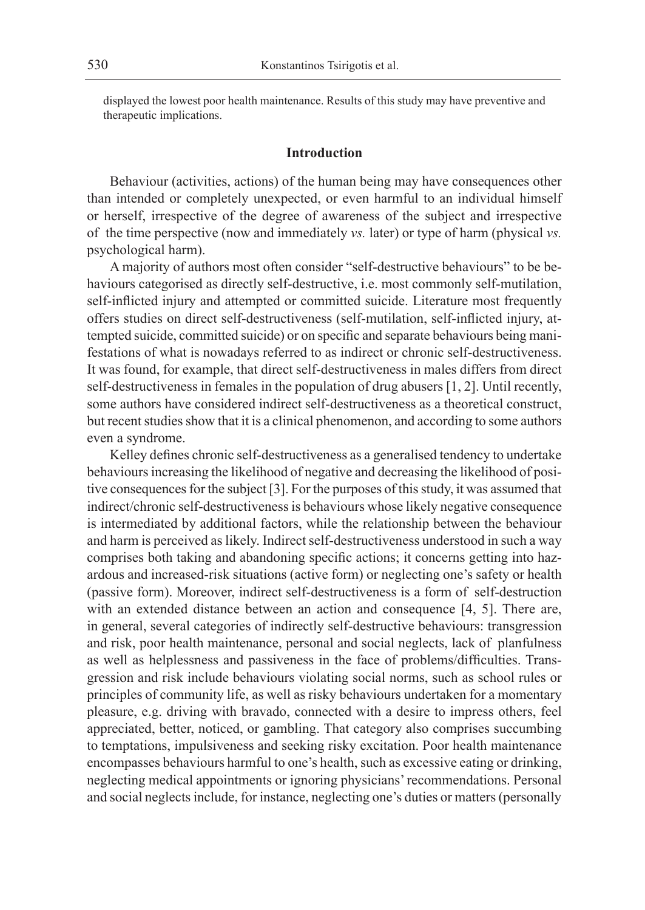displayed the lowest poor health maintenance. Results of this study may have preventive and therapeutic implications.

## Introduction

Behaviour (activities, actions) of the human being may have consequences other than intended or completely unexpected, or even harmful to an individual himself or herself, irrespective of the degree of awareness of the subject and irrespective of the time perspective (now and immediately *vs.* later) or type of harm (physical *vs.* psychological harm).

A majority of authors most often consider "self-destructive behaviours" to be behaviours categorised as directly self-destructive, i.e. most commonly self-mutilation, self-inflicted injury and attempted or committed suicide. Literature most frequently offers studies on direct self-destructiveness (self-mutilation, self-inflicted injury, attempted suicide, committed suicide) or on specific and separate behaviours being manifestations of what is nowadays referred to as indirect or chronic self-destructiveness. It was found, for example, that direct self-destructiveness in males differs from direct self-destructiveness in females in the population of drug abusers [1, 2]. Until recently, some authors have considered indirect self-destructiveness as a theoretical construct, but recent studies show that it is a clinical phenomenon, and according to some authors even a syndrome.

Kelley defines chronic self-destructiveness as a generalised tendency to undertake behaviours increasing the likelihood of negative and decreasing the likelihood of positive consequences for the subject [3]. For the purposes of this study, it was assumed that indirect/chronic self-destructiveness is behaviours whose likely negative consequence is intermediated by additional factors, while the relationship between the behaviour and harm is perceived as likely. Indirect self-destructiveness understood in such a way comprises both taking and abandoning specific actions; it concerns getting into hazardous and increased-risk situations (active form) or neglecting one's safety or health (passive form). Moreover, indirect self-destructiveness is a form of self-destruction with an extended distance between an action and consequence [4, 5]. There are, in general, several categories of indirectly self-destructive behaviours: transgression and risk, poor health maintenance, personal and social neglects, lack of planfulness as well as helplessness and passiveness in the face of problems/difficulties. Transgression and risk include behaviours violating social norms, such as school rules or principles of community life, as well as risky behaviours undertaken for a momentary pleasure, e.g. driving with bravado, connected with a desire to impress others, feel appreciated, better, noticed, or gambling. That category also comprises succumbing to temptations, impulsiveness and seeking risky excitation. Poor health maintenance encompasses behaviours harmful to one's health, such as excessive eating or drinking, neglecting medical appointments or ignoring physicians' recommendations. Personal and social neglects include, for instance, neglecting one's duties or matters (personally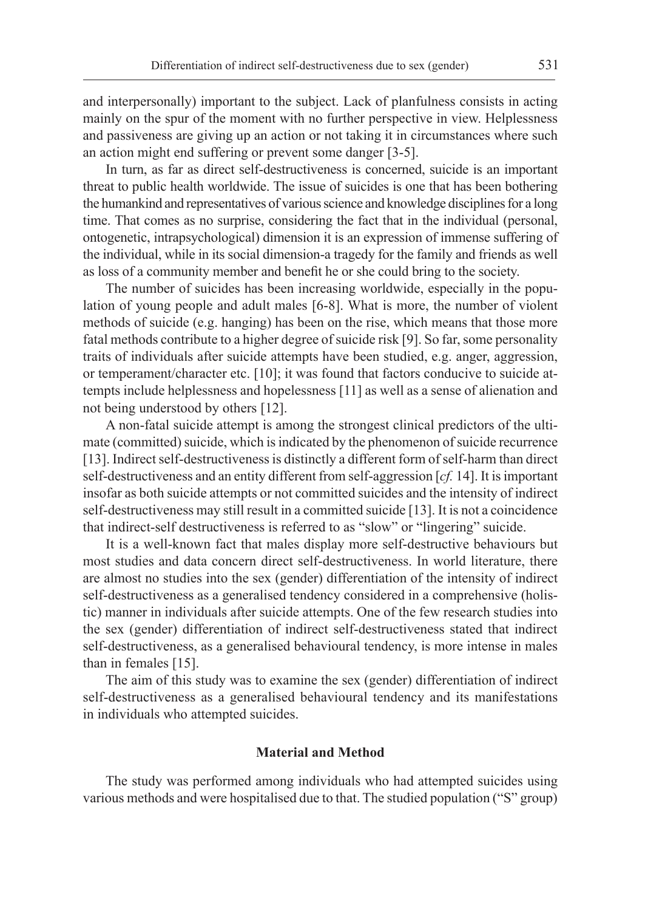and interpersonally) important to the subject. Lack of planfulness consists in acting mainly on the spur of the moment with no further perspective in view. Helplessness and passiveness are giving up an action or not taking it in circumstances where such an action might end suffering or prevent some danger [3-5].

In turn, as far as direct self-destructiveness is concerned, suicide is an important threat to public health worldwide. The issue of suicides is one that has been bothering the humankind and representatives of various science and knowledge disciplines for a long time. That comes as no surprise, considering the fact that in the individual (personal, ontogenetic, intrapsychological) dimension it is an expression of immense suffering of the individual, while in its social dimension-a tragedy for the family and friends as well as loss of a community member and benefit he or she could bring to the society.

The number of suicides has been increasing worldwide, especially in the population of young people and adult males [6-8]. What is more, the number of violent methods of suicide (e.g. hanging) has been on the rise, which means that those more fatal methods contribute to a higher degree of suicide risk [9]. So far, some personality traits of individuals after suicide attempts have been studied, e.g. anger, aggression, or temperament/character etc. [10]; it was found that factors conducive to suicide attempts include helplessness and hopelessness [11] as well as a sense of alienation and not being understood by others [12].

A non-fatal suicide attempt is among the strongest clinical predictors of the ultimate (committed) suicide, which is indicated by the phenomenon of suicide recurrence [13]. Indirect self-destructiveness is distinctly a different form of self-harm than direct self-destructiveness and an entity different from self-aggression [*cf.* 14]. It is important insofar as both suicide attempts or not committed suicides and the intensity of indirect self-destructiveness may still result in a committed suicide [13]. It is not a coincidence that indirect-self destructiveness is referred to as "slow" or "lingering" suicide.

It is a well-known fact that males display more self-destructive behaviours but most studies and data concern direct self-destructiveness. In world literature, there are almost no studies into the sex (gender) differentiation of the intensity of indirect self-destructiveness as a generalised tendency considered in a comprehensive (holistic) manner in individuals after suicide attempts. One of the few research studies into the sex (gender) differentiation of indirect self-destructiveness stated that indirect self-destructiveness, as a generalised behavioural tendency, is more intense in males than in females [15].

The aim of this study was to examine the sex (gender) differentiation of indirect self-destructiveness as a generalised behavioural tendency and its manifestations in individuals who attempted suicides.

## Material and Method

The study was performed among individuals who had attempted suicides using various methods and were hospitalised due to that. The studied population ("S" group)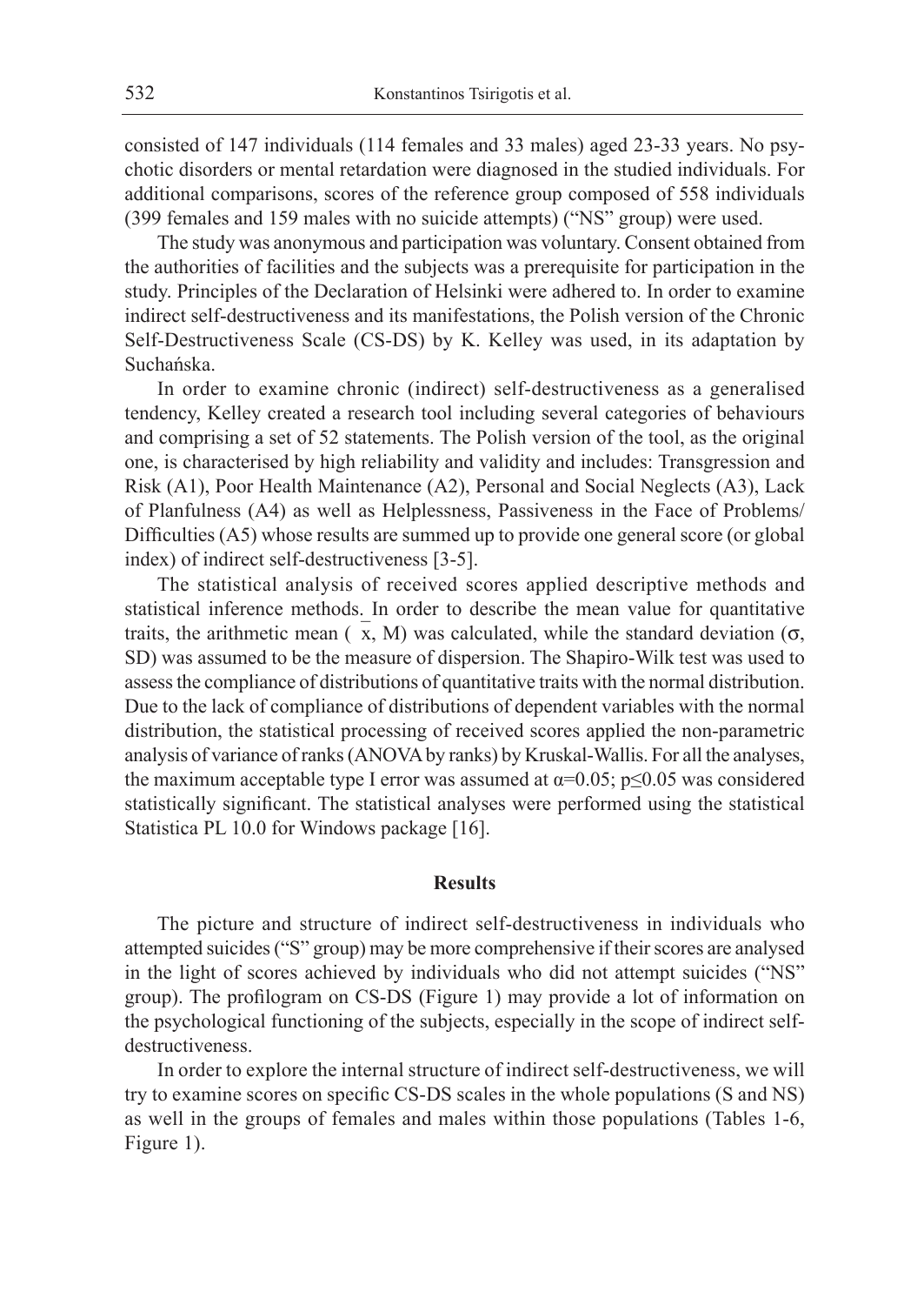consisted of 147 individuals (114 females and 33 males) aged 23-33 years. No psychotic disorders or mental retardation were diagnosed in the studied individuals. For additional comparisons, scores of the reference group composed of 558 individuals (399 females and 159 males with no suicide attempts) ("NS" group) were used.

The study was anonymous and participation was voluntary. Consent obtained from the authorities of facilities and the subjects was a prerequisite for participation in the study. Principles of the Declaration of Helsinki were adhered to. In order to examine indirect self-destructiveness and its manifestations, the Polish version of the Chronic Self-Destructiveness Scale (CS-DS) by K. Kelley was used, in its adaptation by Suchańska.

In order to examine chronic (indirect) self-destructiveness as a generalised tendency, Kelley created a research tool including several categories of behaviours and comprising a set of 52 statements. The Polish version of the tool, as the original one, is characterised by high reliability and validity and includes: Transgression and Risk (A1), Poor Health Maintenance (A2), Personal and Social Neglects (A3), Lack of Planfulness (A4) as well as Helplessness, Passiveness in the Face of Problems/Difficulties (A5) whose results are summed up to provide one general score (or global index) of indirect self-destructiveness [3-5].

The statistical analysis of received scores applied descriptive methods and statistical inference methods. In order to describe the mean value for quantitative traits, the arithmetic mean ($\bar{x}$, M) was calculated, while the standard deviation ($\sigma$, SD) was assumed to be the measure of dispersion. The Shapiro-Wilk test was used to assess the compliance of distributions of quantitative traits with the normal distribution. Due to the lack of compliance of distributions of dependent variables with the normal distribution, the statistical processing of received scores applied the non-parametric analysis of variance of ranks (ANOVA by ranks) by Kruskal-Wallis. For all the analyses, the maximum acceptable type I error was assumed at $\alpha=0.05$; $p \leq 0.05$ was considered statistically significant. The statistical analyses were performed using the statistical Statistica PL 10.0 for Windows package [16].

## Results

The picture and structure of indirect self-destructiveness in individuals who attempted suicides ("S" group) may be more comprehensive if their scores are analysed in the light of scores achieved by individuals who did not attempt suicides ("NS" group). The profilogram on CS-DS (Figure 1) may provide a lot of information on the psychological functioning of the subjects, especially in the scope of indirect self-destructiveness.

In order to explore the internal structure of indirect self-destructiveness, we will try to examine scores on specific CS-DS scales in the whole populations (S and NS) as well in the groups of females and males within those populations (Tables 1-6, Figure 1).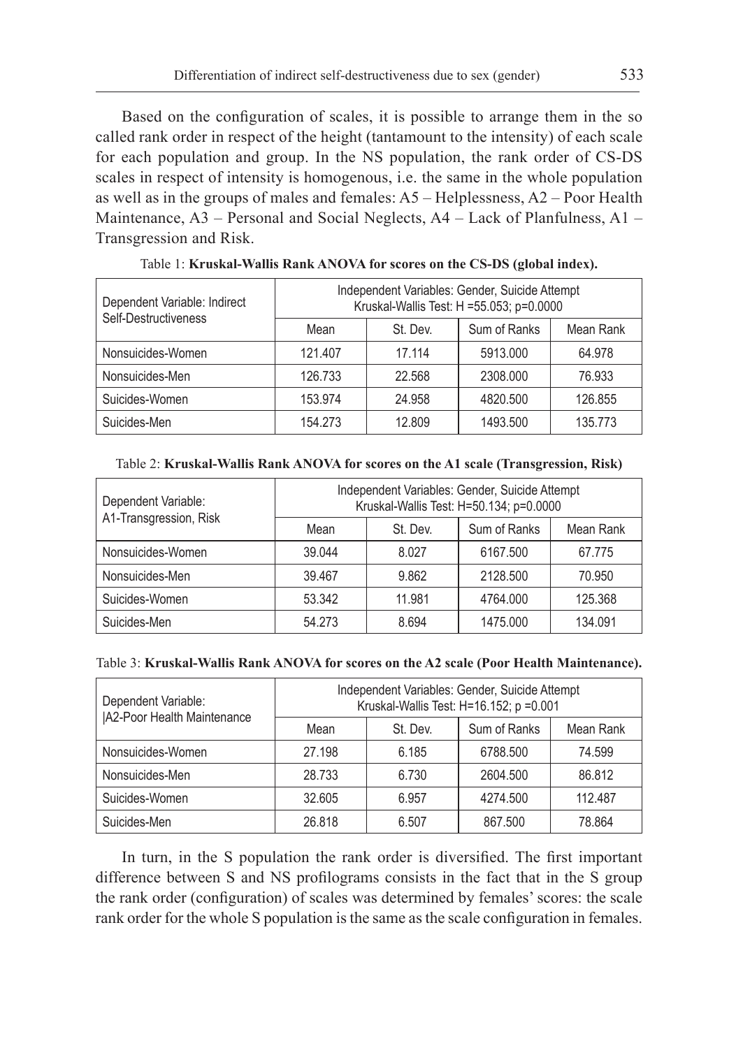Based on the configuration of scales, it is possible to arrange them in the so called rank order in respect of the height (tantamount to the intensity) of each scale for each population and group. In the NS population, the rank order of CS-DS scales in respect of intensity is homogenous, i.e. the same in the whole population as well as in the groups of males and females: A5 – Helplessness, A2 – Poor Health Maintenance, A3 – Personal and Social Neglects, A4 – Lack of Planfulness, A1 – Transgression and Risk.

Table 1: **Kruskal-Wallis Rank ANOVA for scores on the CS-DS (global index).**

| Dependent Variable: Indirect Self-Destructiveness | Independent Variables: Gender, Suicide Attempt Kruskal-Wallis Test: H =55.053; p=0.0000 | | | |
|---|---|---|---|---|
| | Mean | St. Dev. | Sum of Ranks | Mean Rank |
| Nonsuicides-Women | 121.407 | 17.114 | 5913.000 | 64.978 |
| Nonsuicides-Men | 126.733 | 22.568 | 2308.000 | 76.933 |
| Suicides-Women | 153.974 | 24.958 | 4820.500 | 126.855 |
| Suicides-Men | 154.273 | 12.809 | 1493.500 | 135.773 |

Table 2: **Kruskal-Wallis Rank ANOVA for scores on the A1 scale (Transgression, Risk)**

| Dependent Variable: A1-Transgression, Risk | Independent Variables: Gender, Suicide Attempt Kruskal-Wallis Test: H=50.134; p=0.0000 | | | |
|---|---|---|---|---|
| | Mean | St. Dev. | Sum of Ranks | Mean Rank |
| Nonsuicides-Women | 39.044 | 8.027 | 6167.500 | 67.775 |
| Nonsuicides-Men | 39.467 | 9.862 | 2128.500 | 70.950 |
| Suicides-Women | 53.342 | 11.981 | 4764.000 | 125.368 |
| Suicides-Men | 54.273 | 8.694 | 1475.000 | 134.091 |

Table 3: **Kruskal-Wallis Rank ANOVA for scores on the A2 scale (Poor Health Maintenance).**

| Dependent Variable: \|A2-Poor Health Maintenance | Independent Variables: Gender, Suicide Attempt Kruskal-Wallis Test: H=16.152; p =0.001 | | | |
|---|---|---|---|---|
| | Mean | St. Dev. | Sum of Ranks | Mean Rank |
| Nonsuicides-Women | 27.198 | 6.185 | 6788.500 | 74.599 |
| Nonsuicides-Men | 28.733 | 6.730 | 2604.500 | 86.812 |
| Suicides-Women | 32.605 | 6.957 | 4274.500 | 112.487 |
| Suicides-Men | 26.818 | 6.507 | 867.500 | 78.864 |

In turn, in the S population the rank order is diversified. The first important difference between S and NS profilograms consists in the fact that in the S group the rank order (configuration) of scales was determined by females' scores: the scale rank order for the whole S population is the same as the scale configuration in females.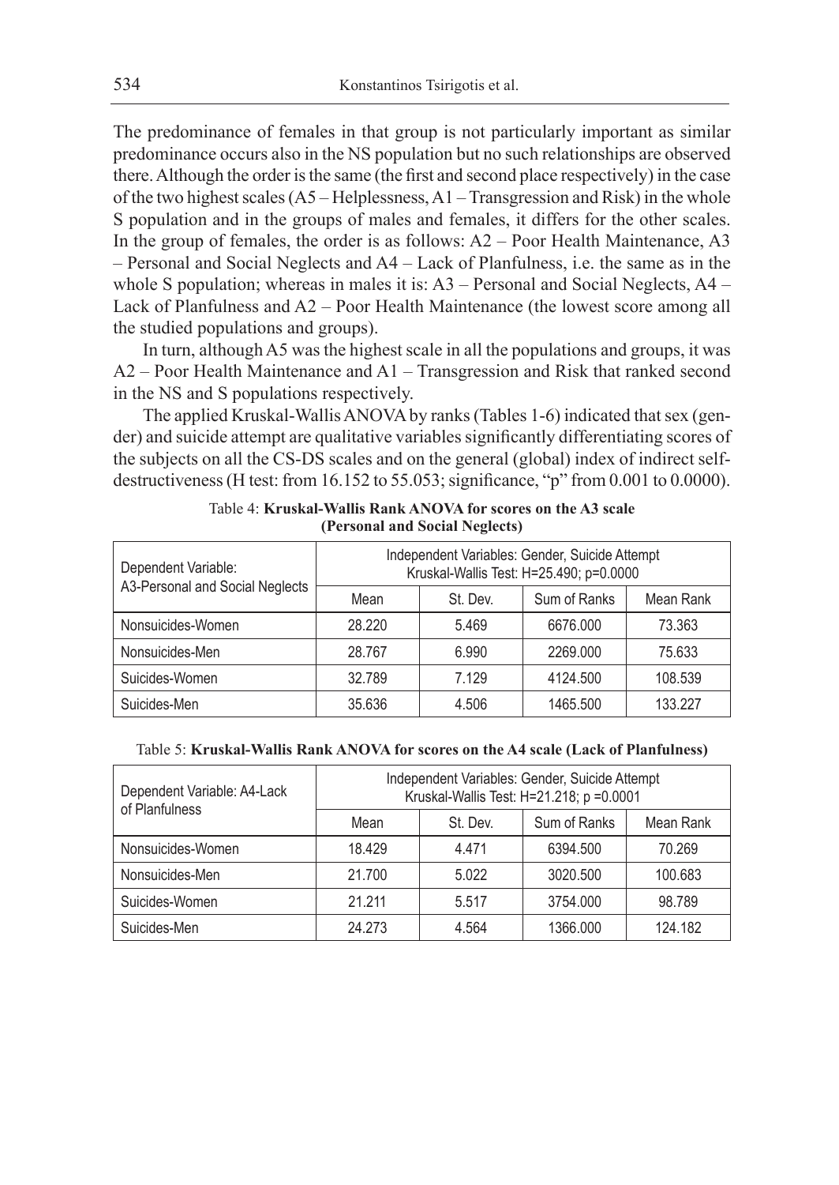The predominance of females in that group is not particularly important as similar predominance occurs also in the NS population but no such relationships are observed there. Although the order is the same (the first and second place respectively) in the case of the two highest scales (A5 – Helplessness, A1 – Transgression and Risk) in the whole S population and in the groups of males and females, it differs for the other scales. In the group of females, the order is as follows: A2 – Poor Health Maintenance, A3 – Personal and Social Neglects and A4 – Lack of Planfulness, i.e. the same as in the whole S population; whereas in males it is: A3 – Personal and Social Neglects, A4 – Lack of Planfulness and A2 – Poor Health Maintenance (the lowest score among all the studied populations and groups).

In turn, although A5 was the highest scale in all the populations and groups, it was A2 – Poor Health Maintenance and A1 – Transgression and Risk that ranked second in the NS and S populations respectively.

The applied Kruskal-Wallis ANOVA by ranks (Tables 1-6) indicated that sex (gender) and suicide attempt are qualitative variables significantly differentiating scores of the subjects on all the CS-DS scales and on the general (global) index of indirect self-destructiveness (H test: from 16.152 to 55.053; significance, "p" from 0.001 to 0.0000).

Table 4: **Kruskal-Wallis Rank ANOVA for scores on the A3 scale (Personal and Social Neglects)**

| Dependent Variable: A3-Personal and Social Neglects | Independent Variables: Gender, Suicide Attempt Kruskal-Wallis Test: H=25.490; p=0.0000 | | | |
|---|---|---|---|---|
| | Mean | St. Dev. | Sum of Ranks | Mean Rank |
| Nonsuicides-Women | 28.220 | 5.469 | 6676.000 | 73.363 |
| Nonsuicides-Men | 28.767 | 6.990 | 2269.000 | 75.633 |
| Suicides-Women | 32.789 | 7.129 | 4124.500 | 108.539 |
| Suicides-Men | 35.636 | 4.506 | 1465.500 | 133.227 |

Table 5: **Kruskal-Wallis Rank ANOVA for scores on the A4 scale (Lack of Planfulness)**

| Dependent Variable: A4-Lack of Planfulness | Independent Variables: Gender, Suicide Attempt Kruskal-Wallis Test: H=21.218; p =0.0001 | | | |
|---|---|---|---|---|
| | Mean | St. Dev. | Sum of Ranks | Mean Rank |
| Nonsuicides-Women | 18.429 | 4.471 | 6394.500 | 70.269 |
| Nonsuicides-Men | 21.700 | 5.022 | 3020.500 | 100.683 |
| Suicides-Women | 21.211 | 5.517 | 3754.000 | 98.789 |
| Suicides-Men | 24.273 | 4.564 | 1366.000 | 124.182 |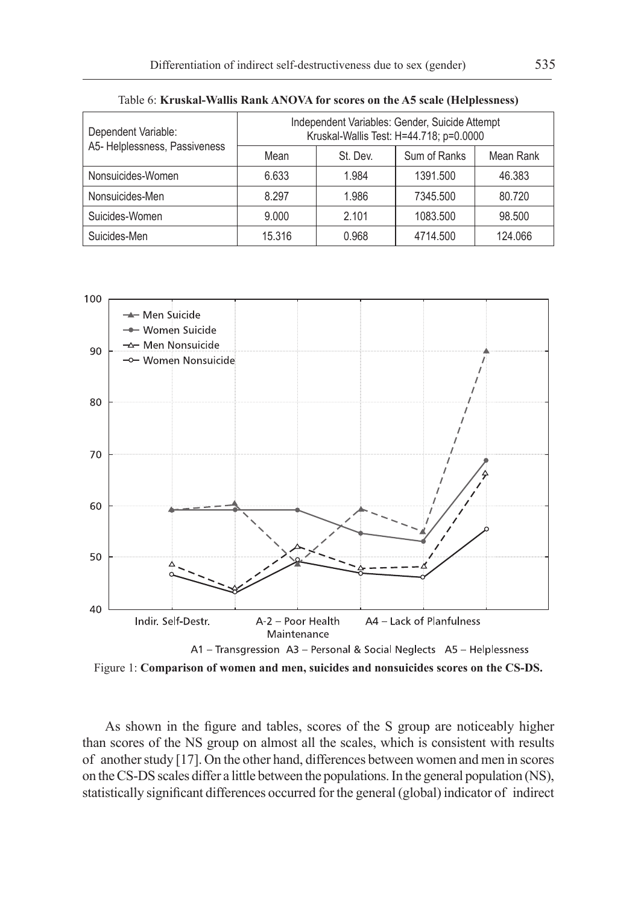Table 6: **Kruskal-Wallis Rank ANOVA for scores on the A5 scale (Helplessness)**

| Dependent Variable: A5- Helplessness, Passiveness | Independent Variables: Gender, Suicide Attempt Kruskal-Wallis Test: H=44.718; p=0.0000 | | | |
|---|---|---|---|---|
| | Mean | St. Dev. | Sum of Ranks | Mean Rank |
| Nonsuicides-Women | 6.633 | 1.984 | 1391.500 | 46.383 |
| Nonsuicides-Men | 8.297 | 1.986 | 7345.500 | 80.720 |
| Suicides-Women | 9.000 | 2.101 | 1083.500 | 98.500 |
| Suicides-Men | 15.316 | 0.968 | 4714.500 | 124.066 |

Figure 1: **Comparison of women and men, suicides and nonsuicides scores on the CS-DS.**

As shown in the figure and tables, scores of the S group are noticeably higher than scores of the NS group on almost all the scales, which is consistent with results of another study [17]. On the other hand, differences between women and men in scores on the CS-DS scales differ a little between the populations. In the general population (NS), statistically significant differences occurred for the general (global) indicator of indirect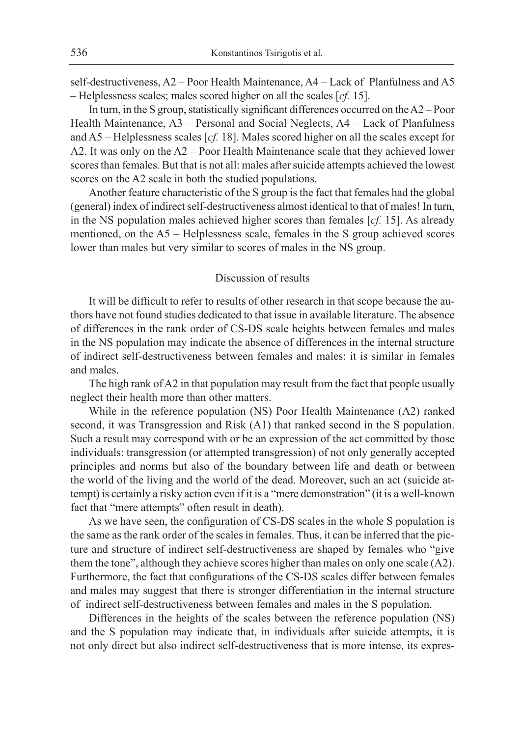self-destructiveness, A2 – Poor Health Maintenance, A4 – Lack of Planfulness and A5 – Helplessness scales; males scored higher on all the scales [*cf.* 15].

In turn, in the S group, statistically significant differences occurred on the A2 – Poor Health Maintenance, A3 – Personal and Social Neglects, A4 – Lack of Planfulness and A5 – Helplessness scales [*cf.* 18]. Males scored higher on all the scales except for A2. It was only on the A2 – Poor Health Maintenance scale that they achieved lower scores than females. But that is not all: males after suicide attempts achieved the lowest scores on the A2 scale in both the studied populations.

Another feature characteristic of the S group is the fact that females had the global (general) index of indirect self-destructiveness almost identical to that of males! In turn, in the NS population males achieved higher scores than females [*cf.* 15]. As already mentioned, on the A5 – Helplessness scale, females in the S group achieved scores lower than males but very similar to scores of males in the NS group.

## Discussion of results

It will be difficult to refer to results of other research in that scope because the authors have not found studies dedicated to that issue in available literature. The absence of differences in the rank order of CS-DS scale heights between females and males in the NS population may indicate the absence of differences in the internal structure of indirect self-destructiveness between females and males: it is similar in females and males.

The high rank of A2 in that population may result from the fact that people usually neglect their health more than other matters.

While in the reference population (NS) Poor Health Maintenance (A2) ranked second, it was Transgression and Risk (A1) that ranked second in the S population. Such a result may correspond with or be an expression of the act committed by those individuals: transgression (or attempted transgression) of not only generally accepted principles and norms but also of the boundary between life and death or between the world of the living and the world of the dead. Moreover, such an act (suicide attempt) is certainly a risky action even if it is a "mere demonstration" (it is a well-known fact that "mere attempts" often result in death).

As we have seen, the configuration of CS-DS scales in the whole S population is the same as the rank order of the scales in females. Thus, it can be inferred that the picture and structure of indirect self-destructiveness are shaped by females who "give them the tone", although they achieve scores higher than males on only one scale (A2). Furthermore, the fact that configurations of the CS-DS scales differ between females and males may suggest that there is stronger differentiation in the internal structure of indirect self-destructiveness between females and males in the S population.

Differences in the heights of the scales between the reference population (NS) and the S population may indicate that, in individuals after suicide attempts, it is not only direct but also indirect self-destructiveness that is more intense, its expres-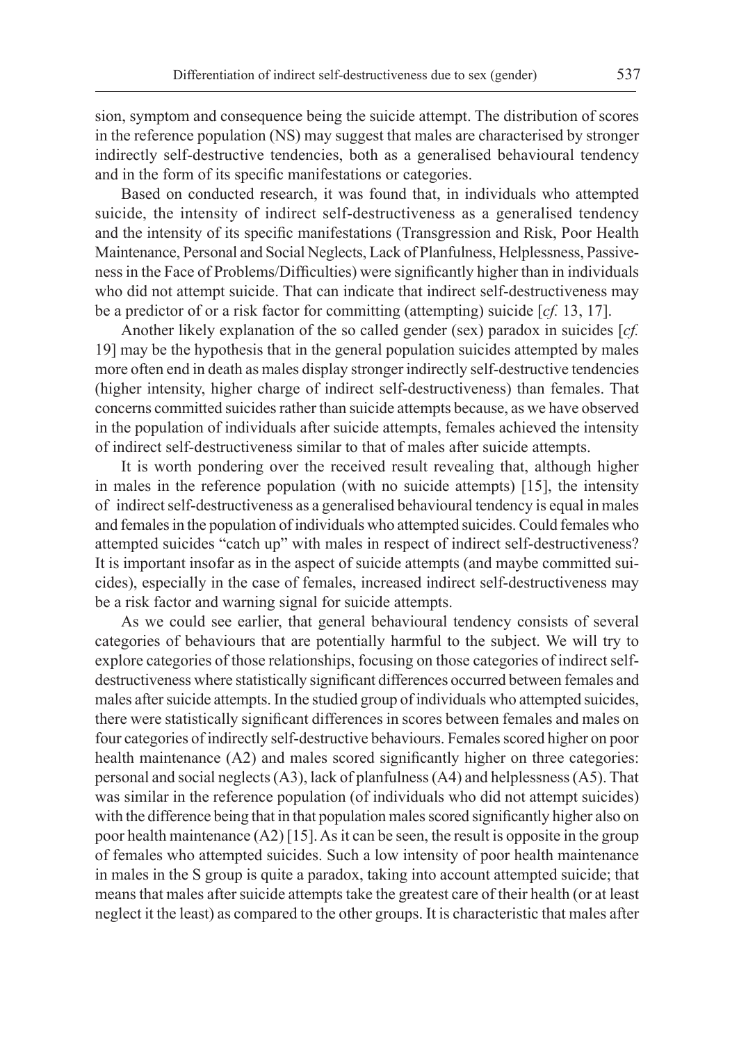sion, symptom and consequence being the suicide attempt. The distribution of scores in the reference population (NS) may suggest that males are characterised by stronger indirectly self-destructive tendencies, both as a generalised behavioural tendency and in the form of its specific manifestations or categories.

Based on conducted research, it was found that, in individuals who attempted suicide, the intensity of indirect self-destructiveness as a generalised tendency and the intensity of its specific manifestations (Transgression and Risk, Poor Health Maintenance, Personal and Social Neglects, Lack of Planfulness, Helplessness, Passiveness in the Face of Problems/Difficulties) were significantly higher than in individuals who did not attempt suicide. That can indicate that indirect self-destructiveness may be a predictor of or a risk factor for committing (attempting) suicide [*cf.* 13, 17].

Another likely explanation of the so called gender (sex) paradox in suicides [*cf.* 19] may be the hypothesis that in the general population suicides attempted by males more often end in death as males display stronger indirectly self-destructive tendencies (higher intensity, higher charge of indirect self-destructiveness) than females. That concerns committed suicides rather than suicide attempts because, as we have observed in the population of individuals after suicide attempts, females achieved the intensity of indirect self-destructiveness similar to that of males after suicide attempts.

It is worth pondering over the received result revealing that, although higher in males in the reference population (with no suicide attempts) [15], the intensity of indirect self-destructiveness as a generalised behavioural tendency is equal in males and females in the population of individuals who attempted suicides. Could females who attempted suicides "catch up" with males in respect of indirect self-destructiveness? It is important insofar as in the aspect of suicide attempts (and maybe committed suicides), especially in the case of females, increased indirect self-destructiveness may be a risk factor and warning signal for suicide attempts.

As we could see earlier, that general behavioural tendency consists of several categories of behaviours that are potentially harmful to the subject. We will try to explore categories of those relationships, focusing on those categories of indirect self-destructiveness where statistically significant differences occurred between females and males after suicide attempts. In the studied group of individuals who attempted suicides, there were statistically significant differences in scores between females and males on four categories of indirectly self-destructive behaviours. Females scored higher on poor health maintenance (A2) and males scored significantly higher on three categories: personal and social neglects (A3), lack of planfulness (A4) and helplessness (A5). That was similar in the reference population (of individuals who did not attempt suicides) with the difference being that in that population males scored significantly higher also on poor health maintenance (A2) [15]. As it can be seen, the result is opposite in the group of females who attempted suicides. Such a low intensity of poor health maintenance in males in the S group is quite a paradox, taking into account attempted suicide; that means that males after suicide attempts take the greatest care of their health (or at least neglect it the least) as compared to the other groups. It is characteristic that males after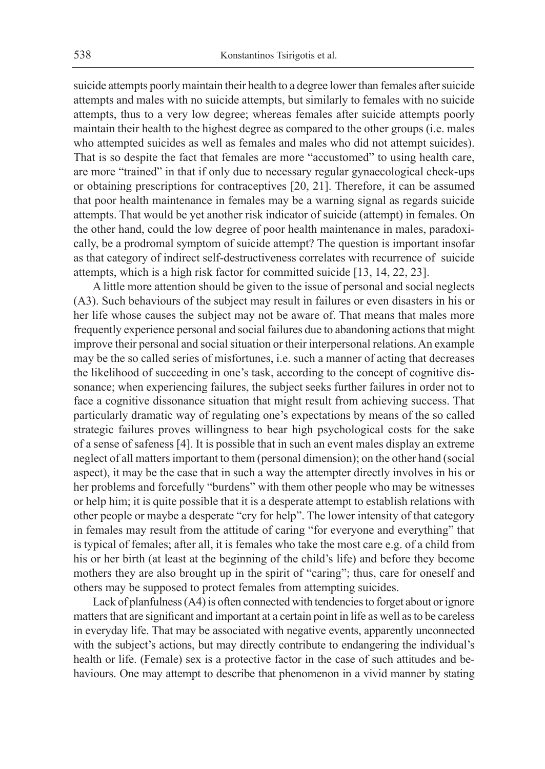suicide attempts poorly maintain their health to a degree lower than females after suicide attempts and males with no suicide attempts, but similarly to females with no suicide attempts, thus to a very low degree; whereas females after suicide attempts poorly maintain their health to the highest degree as compared to the other groups (i.e. males who attempted suicides as well as females and males who did not attempt suicides). That is so despite the fact that females are more "accustomed" to using health care, are more "trained" in that if only due to necessary regular gynaecological check-ups or obtaining prescriptions for contraceptives [20, 21]. Therefore, it can be assumed that poor health maintenance in females may be a warning signal as regards suicide attempts. That would be yet another risk indicator of suicide (attempt) in females. On the other hand, could the low degree of poor health maintenance in males, paradoxically, be a prodromal symptom of suicide attempt? The question is important insofar as that category of indirect self-destructiveness correlates with recurrence of suicide attempts, which is a high risk factor for committed suicide [13, 14, 22, 23].

A little more attention should be given to the issue of personal and social neglects (A3). Such behaviours of the subject may result in failures or even disasters in his or her life whose causes the subject may not be aware of. That means that males more frequently experience personal and social failures due to abandoning actions that might improve their personal and social situation or their interpersonal relations. An example may be the so called series of misfortunes, i.e. such a manner of acting that decreases the likelihood of succeeding in one's task, according to the concept of cognitive dissonance; when experiencing failures, the subject seeks further failures in order not to face a cognitive dissonance situation that might result from achieving success. That particularly dramatic way of regulating one's expectations by means of the so called strategic failures proves willingness to bear high psychological costs for the sake of a sense of safeness [4]. It is possible that in such an event males display an extreme neglect of all matters important to them (personal dimension); on the other hand (social aspect), it may be the case that in such a way the attempter directly involves in his or her problems and forcefully "burdens" with them other people who may be witnesses or help him; it is quite possible that it is a desperate attempt to establish relations with other people or maybe a desperate "cry for help". The lower intensity of that category in females may result from the attitude of caring "for everyone and everything" that is typical of females; after all, it is females who take the most care e.g. of a child from his or her birth (at least at the beginning of the child's life) and before they become mothers they are also brought up in the spirit of "caring"; thus, care for oneself and others may be supposed to protect females from attempting suicides.

Lack of planfulness (A4) is often connected with tendencies to forget about or ignore matters that are significant and important at a certain point in life as well as to be careless in everyday life. That may be associated with negative events, apparently unconnected with the subject's actions, but may directly contribute to endangering the individual's health or life. (Female) sex is a protective factor in the case of such attitudes and behaviours. One may attempt to describe that phenomenon in a vivid manner by stating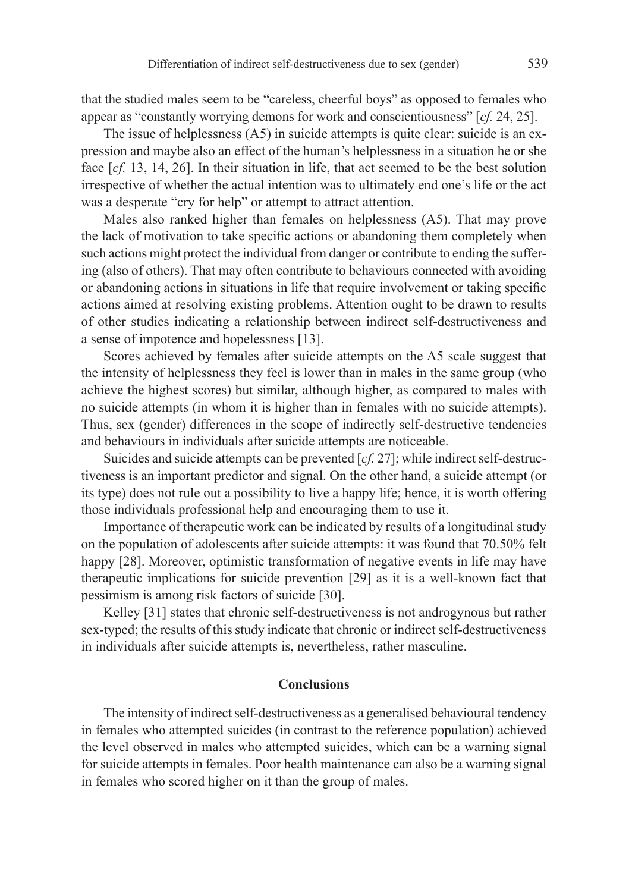that the studied males seem to be "careless, cheerful boys" as opposed to females who appear as "constantly worrying demons for work and conscientiousness" [*cf.* 24, 25].

The issue of helplessness (A5) in suicide attempts is quite clear: suicide is an expression and maybe also an effect of the human's helplessness in a situation he or she face [*cf.* 13, 14, 26]. In their situation in life, that act seemed to be the best solution irrespective of whether the actual intention was to ultimately end one's life or the act was a desperate "cry for help" or attempt to attract attention.

Males also ranked higher than females on helplessness (A5). That may prove the lack of motivation to take specific actions or abandoning them completely when such actions might protect the individual from danger or contribute to ending the suffering (also of others). That may often contribute to behaviours connected with avoiding or abandoning actions in situations in life that require involvement or taking specific actions aimed at resolving existing problems. Attention ought to be drawn to results of other studies indicating a relationship between indirect self-destructiveness and a sense of impotence and hopelessness [13].

Scores achieved by females after suicide attempts on the A5 scale suggest that the intensity of helplessness they feel is lower than in males in the same group (who achieve the highest scores) but similar, although higher, as compared to males with no suicide attempts (in whom it is higher than in females with no suicide attempts). Thus, sex (gender) differences in the scope of indirectly self-destructive tendencies and behaviours in individuals after suicide attempts are noticeable.

Suicides and suicide attempts can be prevented [*cf.* 27]; while indirect self-destructiveness is an important predictor and signal. On the other hand, a suicide attempt (or its type) does not rule out a possibility to live a happy life; hence, it is worth offering those individuals professional help and encouraging them to use it.

Importance of therapeutic work can be indicated by results of a longitudinal study on the population of adolescents after suicide attempts: it was found that 70.50% felt happy [28]. Moreover, optimistic transformation of negative events in life may have therapeutic implications for suicide prevention [29] as it is a well-known fact that pessimism is among risk factors of suicide [30].

Kelley [31] states that chronic self-destructiveness is not androgynous but rather sex-typed; the results of this study indicate that chronic or indirect self-destructiveness in individuals after suicide attempts is, nevertheless, rather masculine.

## Conclusions

The intensity of indirect self-destructiveness as a generalised behavioural tendency in females who attempted suicides (in contrast to the reference population) achieved the level observed in males who attempted suicides, which can be a warning signal for suicide attempts in females. Poor health maintenance can also be a warning signal in females who scored higher on it than the group of males.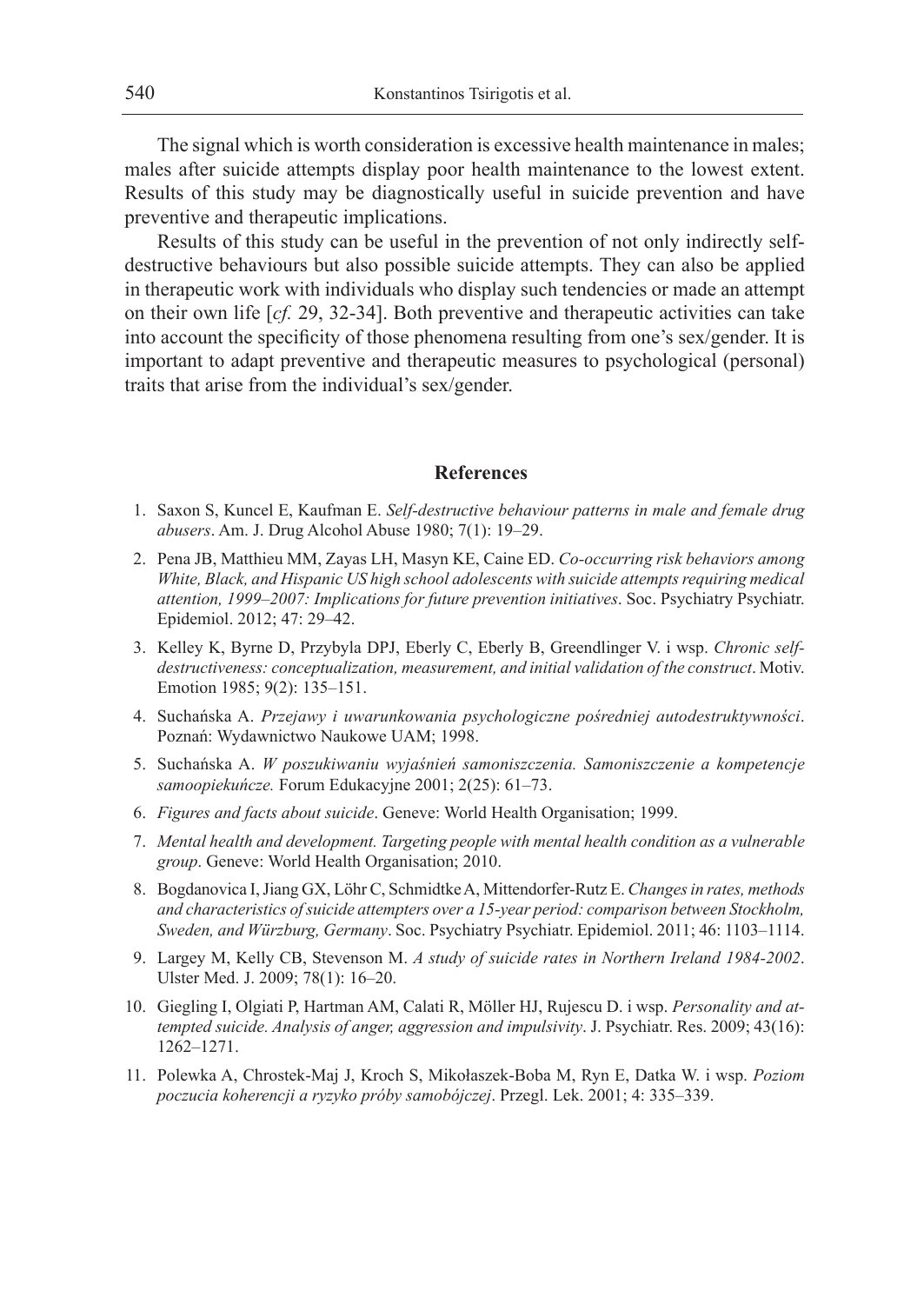The signal which is worth consideration is excessive health maintenance in males; males after suicide attempts display poor health maintenance to the lowest extent. Results of this study may be diagnostically useful in suicide prevention and have preventive and therapeutic implications.

Results of this study can be useful in the prevention of not only indirectly self-destructive behaviours but also possible suicide attempts. They can also be applied in therapeutic work with individuals who display such tendencies or made an attempt on their own life [*cf.* 29, 32-34]. Both preventive and therapeutic activities can take into account the specificity of those phenomena resulting from one's sex/gender. It is important to adapt preventive and therapeutic measures to psychological (personal) traits that arise from the individual's sex/gender.

## References

1. Saxon S, Kuncel E, Kaufman E. *Self-destructive behaviour patterns in male and female drug abusers*. Am. J. Drug Alcohol Abuse 1980; 7(1): 19–29.
2. Pena JB, Matthieu MM, Zayas LH, Masyn KE, Caine ED. *Co-occurring risk behaviors among White, Black, and Hispanic US high school adolescents with suicide attempts requiring medical attention, 1999–2007: Implications for future prevention initiatives*. Soc. Psychiatry Psychiatr. Epidemiol. 2012; 47: 29–42.
3. Kelley K, Byrne D, Przybyla DPJ, Eberly C, Eberly B, Greendlinger V. i wsp. *Chronic self-destructiveness: conceptualization, measurement, and initial validation of the construct*. Motiv. Emotion 1985; 9(2): 135–151.
4. Suchańska A. *Przejawy i uwarunkowania psychologiczne pośredniej autodestruktywności*. Poznań: Wydawnictwo Naukowe UAM; 1998.
5. Suchańska A. *W poszukiwaniu wyjaśnień samoniszczenia. Samoniszczenie a kompetencje samoopiekuńcze.* Forum Edukacyjne 2001; 2(25): 61–73.
6. *Figures and facts about suicide*. Geneve: World Health Organisation; 1999.
7. *Mental health and development. Targeting people with mental health condition as a vulnerable group*. Geneve: World Health Organisation; 2010.
8. Bogdanovica I, Jiang GX, Löhr C, Schmidtke A, Mittendorfer-Rutz E. *Changes in rates, methods and characteristics of suicide attempters over a 15-year period: comparison between Stockholm, Sweden, and Würzburg, Germany*. Soc. Psychiatry Psychiatr. Epidemiol. 2011; 46: 1103–1114.
9. Largey M, Kelly CB, Stevenson M. *A study of suicide rates in Northern Ireland 1984-2002*. Ulster Med. J. 2009; 78(1): 16–20.
10. Giegling I, Olgiati P, Hartman AM, Calati R, Möller HJ, Rujescu D. i wsp. *Personality and attempted suicide. Analysis of anger, aggression and impulsivity*. J. Psychiatr. Res. 2009; 43(16): 1262–1271.
11. Polewka A, Chrostek-Maj J, Kroch S, Mikołaszek-Boba M, Ryn E, Datka W. i wsp. *Poziom poczucia koherencji a ryzyko próby samobójczej*. Przegl. Lek. 2001; 4: 335–339.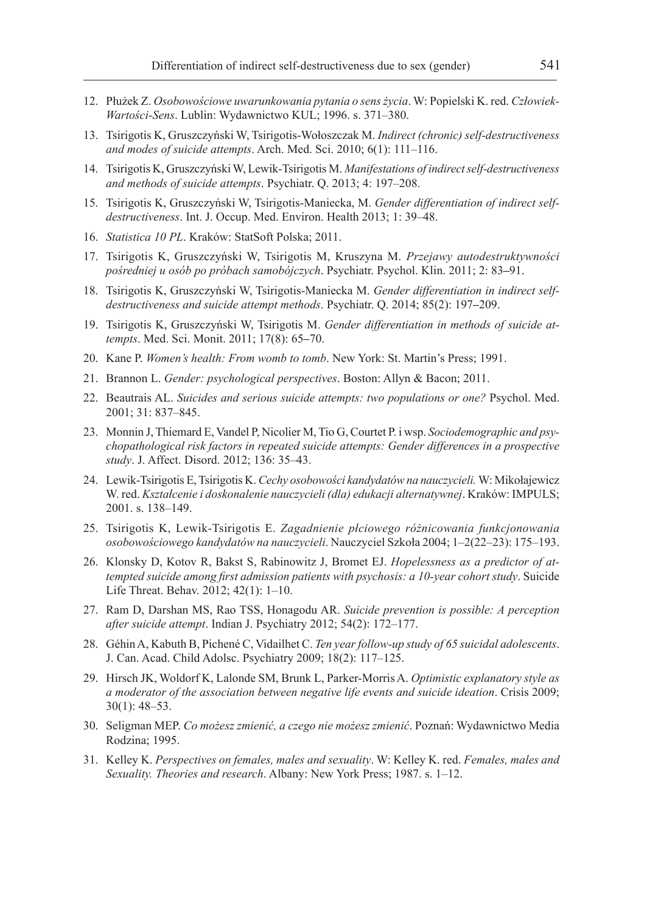12. Płużek Z. *Osobowościowe uwarunkowania pytania o sens życia*. W: Popielski K. red. *Człowiek-Wartości-Sens*. Lublin: Wydawnictwo KUL; 1996. s. 371–380.
13. Tsirigotis K, Gruszczyński W, Tsirigotis-Wołoszczak M. *Indirect (chronic) self-destructiveness and modes of suicide attempts*. Arch. Med. Sci. 2010; 6(1): 111–116.
14. Tsirigotis K, Gruszczyński W, Lewik-Tsirigotis M. *Manifestations of indirect self-destructiveness and methods of suicide attempts*. Psychiatr. Q. 2013; 4: 197–208.
15. Tsirigotis K, Gruszczyński W, Tsirigotis-Maniecka, M. *Gender differentiation of indirect self-destructiveness*. Int. J. Occup. Med. Environ. Health 2013; 1: 39–48.
16. *Statistica 10 PL*. Kraków: StatSoft Polska; 2011.
17. Tsirigotis K, Gruszczyński W, Tsirigotis M, Kruszyna M. *Przejawy autodestruktywności pośredniej u osób po próbach samobójczych*. Psychiatr. Psychol. Klin. 2011; 2: 83–91.
18. Tsirigotis K, Gruszczyński W, Tsirigotis-Maniecka M. *Gender differentiation in indirect self-destructiveness and suicide attempt methods*. Psychiatr. Q. 2014; 85(2): 197–209.
19. Tsirigotis K, Gruszczyński W, Tsirigotis M. *Gender differentiation in methods of suicide attempts*. Med. Sci. Monit. 2011; 17(8): 65–70.
20. Kane P. *Women's health: From womb to tomb*. New York: St. Martin's Press; 1991.
21. Brannon L. *Gender: psychological perspectives*. Boston: Allyn & Bacon; 2011.
22. Beautrais AL. *Suicides and serious suicide attempts: two populations or one?* Psychol. Med. 2001; 31: 837–845.
23. Monnin J, Thiemard E, Vandel P, Nicolier M, Tio G, Courtet P. i wsp. *Sociodemographic and psychopathological risk factors in repeated suicide attempts: Gender differences in a prospective study*. J. Affect. Disord. 2012; 136: 35–43.
24. Lewik-Tsirigotis E, Tsirigotis K. *Cechy osobowości kandydatów na nauczycieli.* W: Mikołajewicz W. red. *Kształcenie i doskonalenie nauczycieli (dla) edukacji alternatywnej*. Kraków: IMPULS; 2001. s. 138–149.
25. Tsirigotis K, Lewik-Tsirigotis E. *Zagadnienie płciowego różnicowania funkcjonowania osobowościowego kandydatów na nauczycieli*. Nauczyciel Szkoła 2004; 1–2(22–23): 175–193.
26. Klonsky D, Kotov R, Bakst S, Rabinowitz J, Bromet EJ. *Hopelessness as a predictor of attempted suicide among first admission patients with psychosis: a 10-year cohort study*. Suicide Life Threat. Behav. 2012; 42(1): 1–10.
27. Ram D, Darshan MS, Rao TSS, Honagodu AR. *Suicide prevention is possible: A perception after suicide attempt*. Indian J. Psychiatry 2012; 54(2): 172–177.
28. Géhin A, Kabuth B, Pichené C, Vidailhet C. *Ten year follow-up study of 65 suicidal adolescents*. J. Can. Acad. Child Adolsc. Psychiatry 2009; 18(2): 117–125.
29. Hirsch JK, Woldorf K, Lalonde SM, Brunk L, Parker-Morris A. *Optimistic explanatory style as a moderator of the association between negative life events and suicide ideation*. Crisis 2009; 30(1): 48–53.
30. Seligman MEP. *Co możesz zmienić, a czego nie możesz zmienić*. Poznań: Wydawnictwo Media Rodzina; 1995.
31. Kelley K. *Perspectives on females, males and sexuality*. W: Kelley K. red. *Females, males and Sexuality. Theories and research*. Albany: New York Press; 1987. s. 1–12.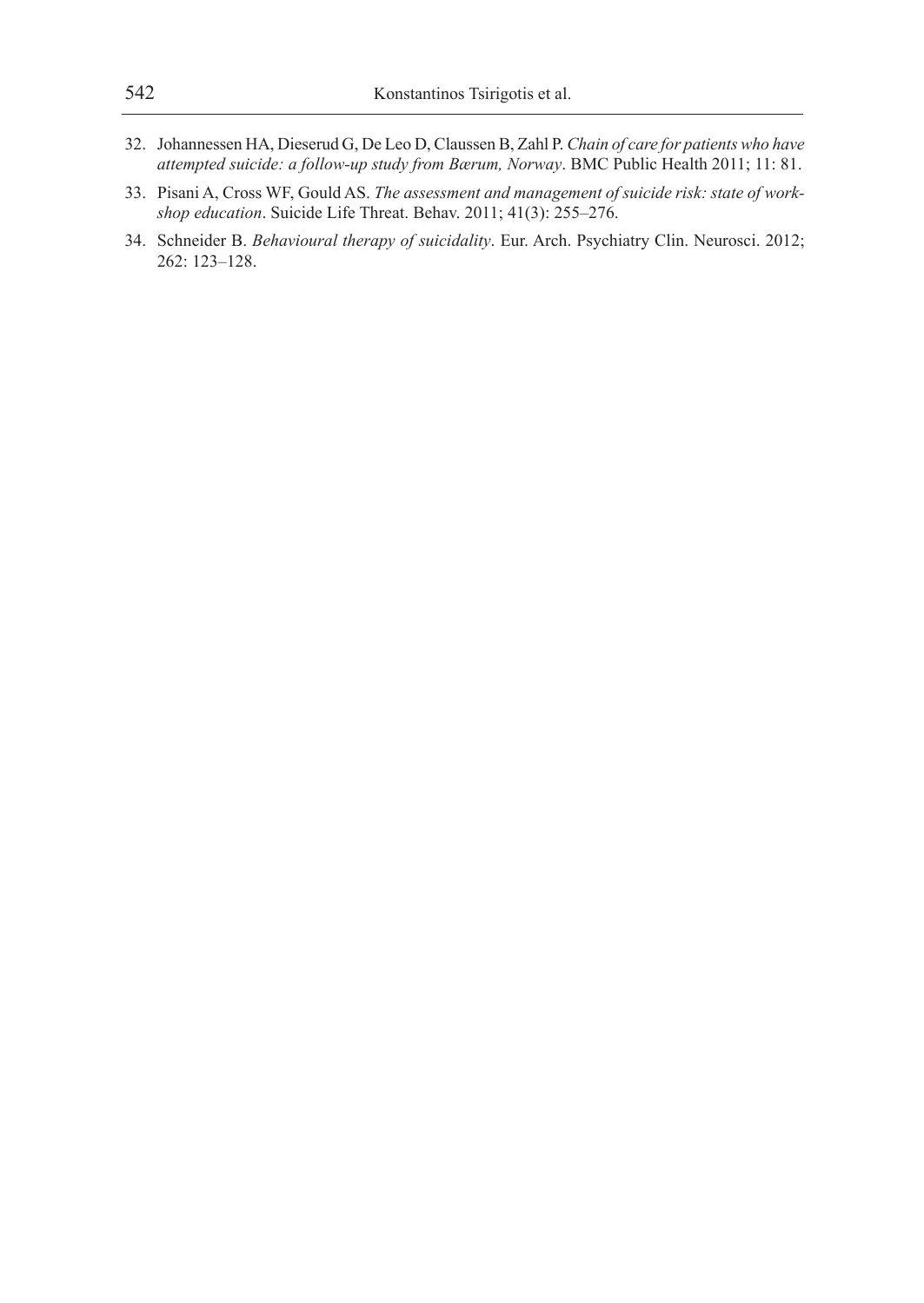32. Johannessen HA, Dieserud G, De Leo D, Claussen B, Zahl P. *Chain of care for patients who have attempted suicide: a follow-up study from Bærum, Norway*. BMC Public Health 2011; 11: 81.
33. Pisani A, Cross WF, Gould AS. *The assessment and management of suicide risk: state of workshop education*. Suicide Life Threat. Behav. 2011; 41(3): 255–276.
34. Schneider B. *Behavioural therapy of suicidality*. Eur. Arch. Psychiatry Clin. Neurosci. 2012; 262: 123–128.